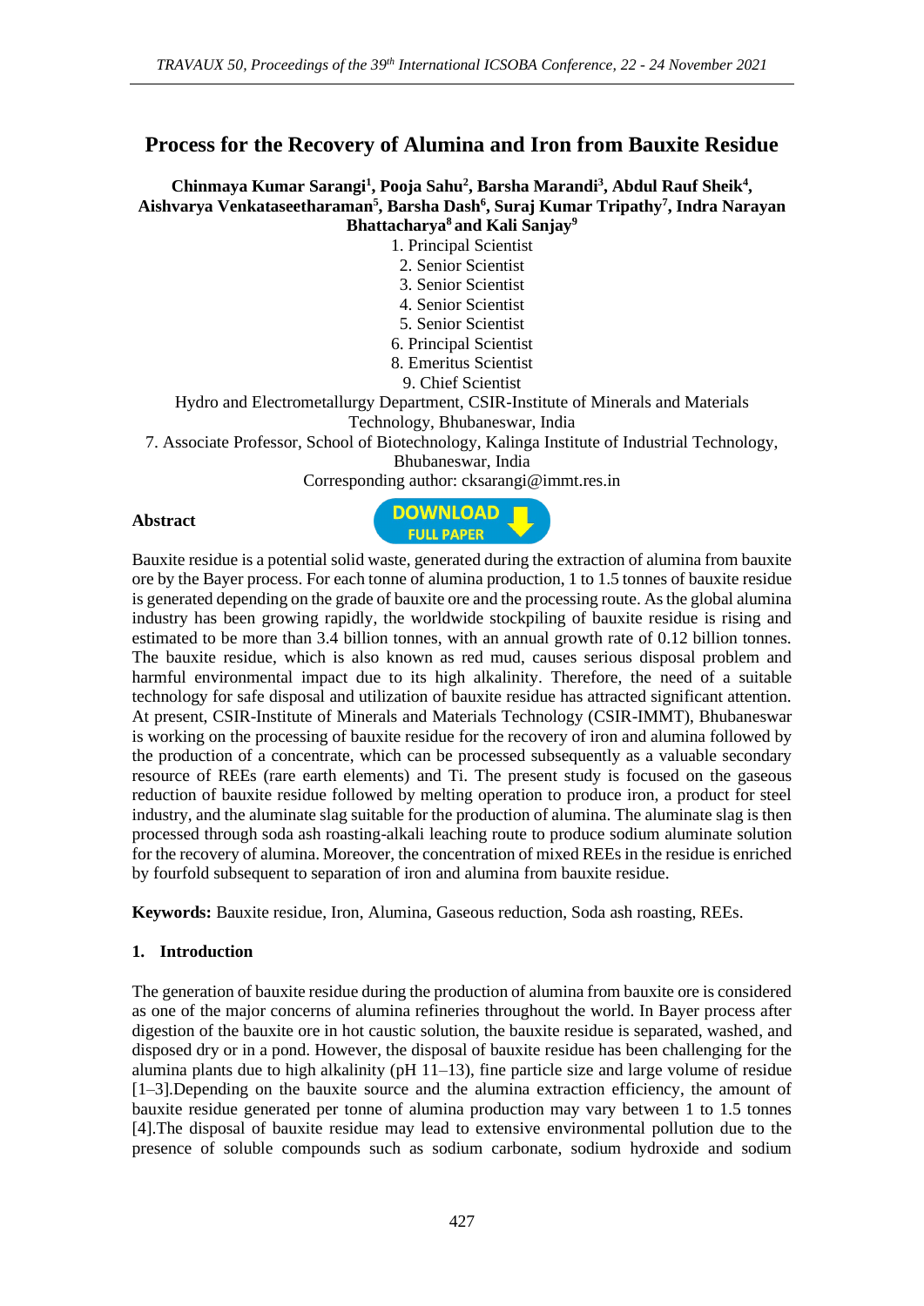# Process for the Recovery of Alumina and Iron from Bauxite Residue

**Chinmaya Kumar Sarangi[1], Pooja Sahu[2], Barsha Marandi[3], Abdul Rauf Sheik[4], Aishvarya Venkataseetharaman[5], Barsha Dash[6], Suraj Kumar Tripathy[7], Indra Narayan Bhattacharya[8] and Kali Sanjay[9]**

1. Principal Scientist
2. Senior Scientist
3. Senior Scientist
4. Senior Scientist
5. Senior Scientist
6. Principal Scientist
8. Emeritus Scientist
9. Chief Scientist

Hydro and Electrometallurgy Department, CSIR-Institute of Minerals and Materials Technology, Bhubaneswar, India

7. Associate Professor, School of Biotechnology, Kalinga Institute of Industrial Technology, Bhubaneswar, India

Corresponding author: cksarangi@immt.res.in

### Abstract

Bauxite residue is a potential solid waste, generated during the extraction of alumina from bauxite ore by the Bayer process. For each tonne of alumina production, 1 to 1.5 tonnes of bauxite residue is generated depending on the grade of bauxite ore and the processing route. As the global alumina industry has been growing rapidly, the worldwide stockpiling of bauxite residue is rising and estimated to be more than 3.4 billion tonnes, with an annual growth rate of 0.12 billion tonnes. The bauxite residue, which is also known as red mud, causes serious disposal problem and harmful environmental impact due to its high alkalinity. Therefore, the need of a suitable technology for safe disposal and utilization of bauxite residue has attracted significant attention. At present, CSIR-Institute of Minerals and Materials Technology (CSIR-IMMT), Bhubaneswar is working on the processing of bauxite residue for the recovery of iron and alumina followed by the production of a concentrate, which can be processed subsequently as a valuable secondary resource of REEs (rare earth elements) and Ti. The present study is focused on the gaseous reduction of bauxite residue followed by melting operation to produce iron, a product for steel industry, and the aluminate slag suitable for the production of alumina. The aluminate slag is then processed through soda ash roasting-alkali leaching route to produce sodium aluminate solution for the recovery of alumina. Moreover, the concentration of mixed REEs in the residue is enriched by fourfold subsequent to separation of iron and alumina from bauxite residue.

**Keywords:** Bauxite residue, Iron, Alumina, Gaseous reduction, Soda ash roasting, REEs.

## 1. Introduction

The generation of bauxite residue during the production of alumina from bauxite ore is considered as one of the major concerns of alumina refineries throughout the world. In Bayer process after digestion of the bauxite ore in hot caustic solution, the bauxite residue is separated, washed, and disposed dry or in a pond. However, the disposal of bauxite residue has been challenging for the alumina plants due to high alkalinity (pH 11–13), fine particle size and large volume of residue [1–3].Depending on the bauxite source and the alumina extraction efficiency, the amount of bauxite residue generated per tonne of alumina production may vary between 1 to 1.5 tonnes [4].The disposal of bauxite residue may lead to extensive environmental pollution due to the presence of soluble compounds such as sodium carbonate, sodium hydroxide and sodium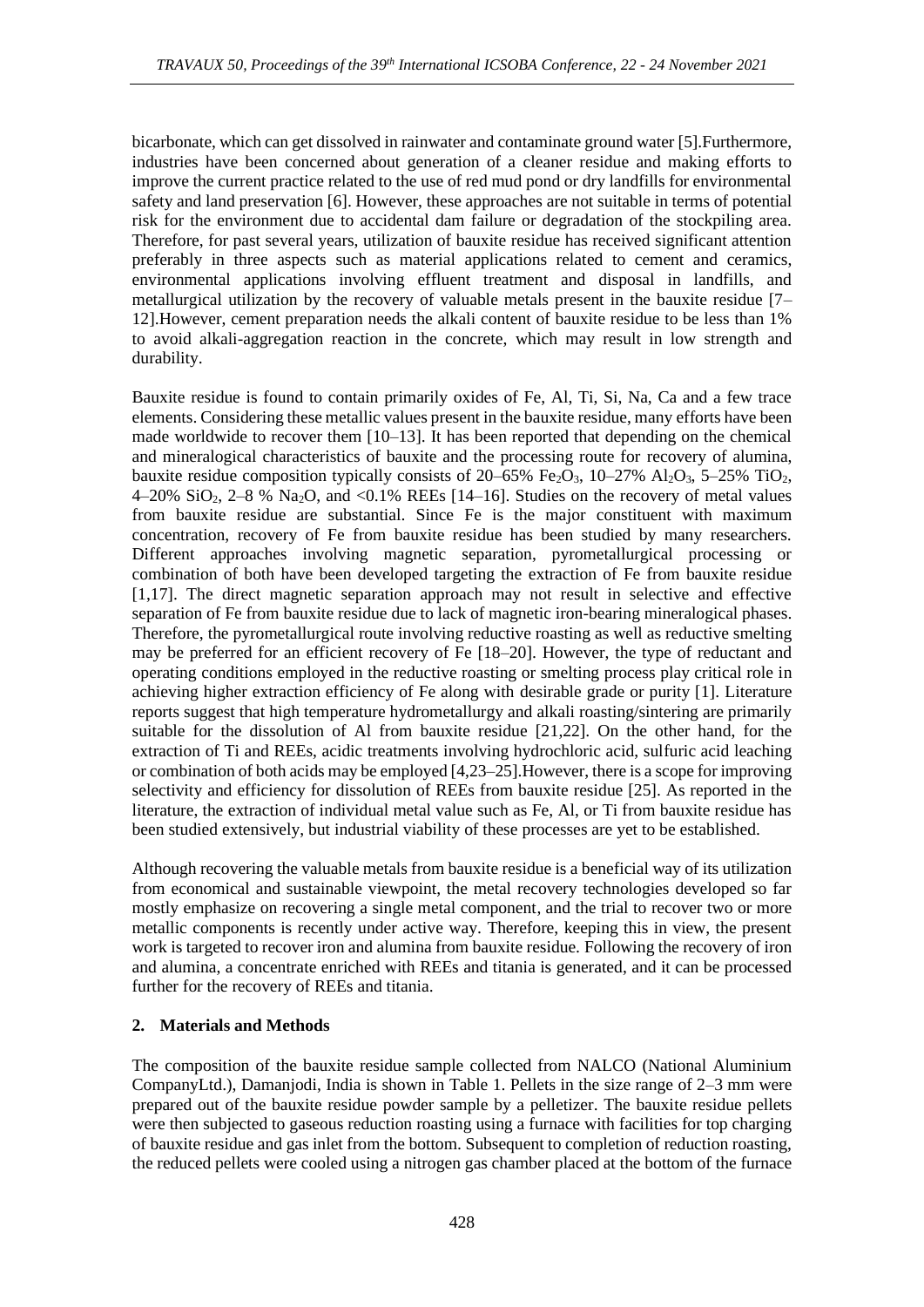bicarbonate, which can get dissolved in rainwater and contaminate ground water [5].Furthermore, industries have been concerned about generation of a cleaner residue and making efforts to improve the current practice related to the use of red mud pond or dry landfills for environmental safety and land preservation [6]. However, these approaches are not suitable in terms of potential risk for the environment due to accidental dam failure or degradation of the stockpiling area. Therefore, for past several years, utilization of bauxite residue has received significant attention preferably in three aspects such as material applications related to cement and ceramics, environmental applications involving effluent treatment and disposal in landfills, and metallurgical utilization by the recovery of valuable metals present in the bauxite residue [7–12].However, cement preparation needs the alkali content of bauxite residue to be less than 1% to avoid alkali-aggregation reaction in the concrete, which may result in low strength and durability.

Bauxite residue is found to contain primarily oxides of Fe, Al, Ti, Si, Na, Ca and a few trace elements. Considering these metallic values present in the bauxite residue, many efforts have been made worldwide to recover them [10–13]. It has been reported that depending on the chemical and mineralogical characteristics of bauxite and the processing route for recovery of alumina, bauxite residue composition typically consists of 20–65% $Fe_2O_3$, 10–27% $Al_2O_3$, 5–25% $TiO_2$, 4–20% $SiO_2$, 2–8 % $Na_2O$, and <0.1% REEs [14–16]. Studies on the recovery of metal values from bauxite residue are substantial. Since Fe is the major constituent with maximum concentration, recovery of Fe from bauxite residue has been studied by many researchers. Different approaches involving magnetic separation, pyrometallurgical processing or combination of both have been developed targeting the extraction of Fe from bauxite residue [1,17]. The direct magnetic separation approach may not result in selective and effective separation of Fe from bauxite residue due to lack of magnetic iron-bearing mineralogical phases. Therefore, the pyrometallurgical route involving reductive roasting as well as reductive smelting may be preferred for an efficient recovery of Fe [18–20]. However, the type of reductant and operating conditions employed in the reductive roasting or smelting process play critical role in achieving higher extraction efficiency of Fe along with desirable grade or purity [1]. Literature reports suggest that high temperature hydrometallurgy and alkali roasting/sintering are primarily suitable for the dissolution of Al from bauxite residue [21,22]. On the other hand, for the extraction of Ti and REEs, acidic treatments involving hydrochloric acid, sulfuric acid leaching or combination of both acids may be employed [4,23–25].However, there is a scope for improving selectivity and efficiency for dissolution of REEs from bauxite residue [25]. As reported in the literature, the extraction of individual metal value such as Fe, Al, or Ti from bauxite residue has been studied extensively, but industrial viability of these processes are yet to be established.

Although recovering the valuable metals from bauxite residue is a beneficial way of its utilization from economical and sustainable viewpoint, the metal recovery technologies developed so far mostly emphasize on recovering a single metal component, and the trial to recover two or more metallic components is recently under active way. Therefore, keeping this in view, the present work is targeted to recover iron and alumina from bauxite residue. Following the recovery of iron and alumina, a concentrate enriched with REEs and titania is generated, and it can be processed further for the recovery of REEs and titania.

## 2. Materials and Methods

The composition of the bauxite residue sample collected from NALCO (National Aluminium CompanyLtd.), Damanjodi, India is shown in Table 1. Pellets in the size range of 2–3 mm were prepared out of the bauxite residue powder sample by a pelletizer. The bauxite residue pellets were then subjected to gaseous reduction roasting using a furnace with facilities for top charging of bauxite residue and gas inlet from the bottom. Subsequent to completion of reduction roasting, the reduced pellets were cooled using a nitrogen gas chamber placed at the bottom of the furnace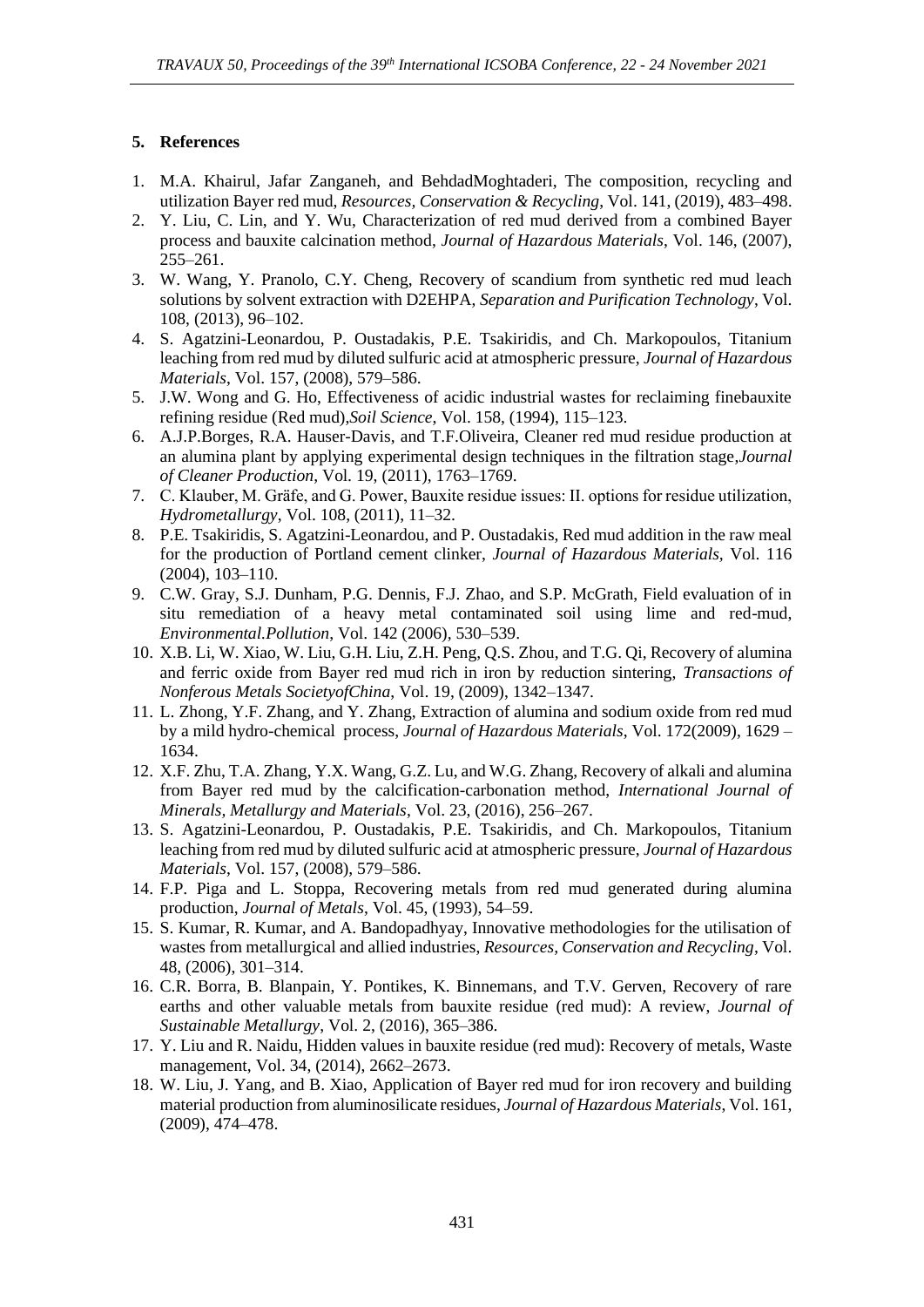## 5. References

1. M.A. Khairul, Jafar Zanganeh, and BehdadMoghtaderi, The composition, recycling and utilization Bayer red mud, *Resources, Conservation & Recycling*, Vol. 141, (2019), 483–498.
2. Y. Liu, C. Lin, and Y. Wu, Characterization of red mud derived from a combined Bayer process and bauxite calcination method, *Journal of Hazardous Materials*, Vol. 146, (2007), 255–261.
3. W. Wang, Y. Pranolo, C.Y. Cheng, Recovery of scandium from synthetic red mud leach solutions by solvent extraction with D2EHPA, *Separation and Purification Technology*, Vol. 108, (2013), 96–102.
4. S. Agatzini-Leonardou, P. Oustadakis, P.E. Tsakiridis, and Ch. Markopoulos, Titanium leaching from red mud by diluted sulfuric acid at atmospheric pressure, *Journal of Hazardous Materials*, Vol. 157, (2008), 579–586.
5. J.W. Wong and G. Ho, Effectiveness of acidic industrial wastes for reclaiming finebauxite refining residue (Red mud),*Soil Science*, Vol. 158, (1994), 115–123.
6. A.J.P.Borges, R.A. Hauser-Davis, and T.F.Oliveira, Cleaner red mud residue production at an alumina plant by applying experimental design techniques in the filtration stage,*Journal of Cleaner Production*, Vol. 19, (2011), 1763–1769.
7. C. Klauber, M. Gräfe, and G. Power, Bauxite residue issues: II. options for residue utilization, *Hydrometallurgy*, Vol. 108, (2011), 11–32.
8. P.E. Tsakiridis, S. Agatzini-Leonardou, and P. Oustadakis, Red mud addition in the raw meal for the production of Portland cement clinker, *Journal of Hazardous Materials*, Vol. 116 (2004), 103–110.
9. C.W. Gray, S.J. Dunham, P.G. Dennis, F.J. Zhao, and S.P. McGrath, Field evaluation of in situ remediation of a heavy metal contaminated soil using lime and red-mud, *Environmental.Pollution*, Vol. 142 (2006), 530–539.
10. X.B. Li, W. Xiao, W. Liu, G.H. Liu, Z.H. Peng, Q.S. Zhou, and T.G. Qi, Recovery of alumina and ferric oxide from Bayer red mud rich in iron by reduction sintering, *Transactions of Nonferous Metals SocietyofChina*, Vol. 19, (2009), 1342–1347.
11. L. Zhong, Y.F. Zhang, and Y. Zhang, Extraction of alumina and sodium oxide from red mud by a mild hydro-chemical process, *Journal of Hazardous Materials*, Vol. 172(2009), 1629 – 1634.
12. X.F. Zhu, T.A. Zhang, Y.X. Wang, G.Z. Lu, and W.G. Zhang, Recovery of alkali and alumina from Bayer red mud by the calcification-carbonation method, *International Journal of Minerals, Metallurgy and Materials*, Vol. 23, (2016), 256–267.
13. S. Agatzini-Leonardou, P. Oustadakis, P.E. Tsakiridis, and Ch. Markopoulos, Titanium leaching from red mud by diluted sulfuric acid at atmospheric pressure, *Journal of Hazardous Materials*, Vol. 157, (2008), 579–586.
14. F.P. Piga and L. Stoppa, Recovering metals from red mud generated during alumina production, *Journal of Metals*, Vol. 45, (1993), 54–59.
15. S. Kumar, R. Kumar, and A. Bandopadhyay, Innovative methodologies for the utilisation of wastes from metallurgical and allied industries, *Resources, Conservation and Recycling*, Vol. 48, (2006), 301–314.
16. C.R. Borra, B. Blanpain, Y. Pontikes, K. Binnemans, and T.V. Gerven, Recovery of rare earths and other valuable metals from bauxite residue (red mud): A review, *Journal of Sustainable Metallurgy*, Vol. 2, (2016), 365–386.
17. Y. Liu and R. Naidu, Hidden values in bauxite residue (red mud): Recovery of metals, Waste management, Vol. 34, (2014), 2662–2673.
18. W. Liu, J. Yang, and B. Xiao, Application of Bayer red mud for iron recovery and building material production from aluminosilicate residues, *Journal of Hazardous Materials*, Vol. 161, (2009), 474–478.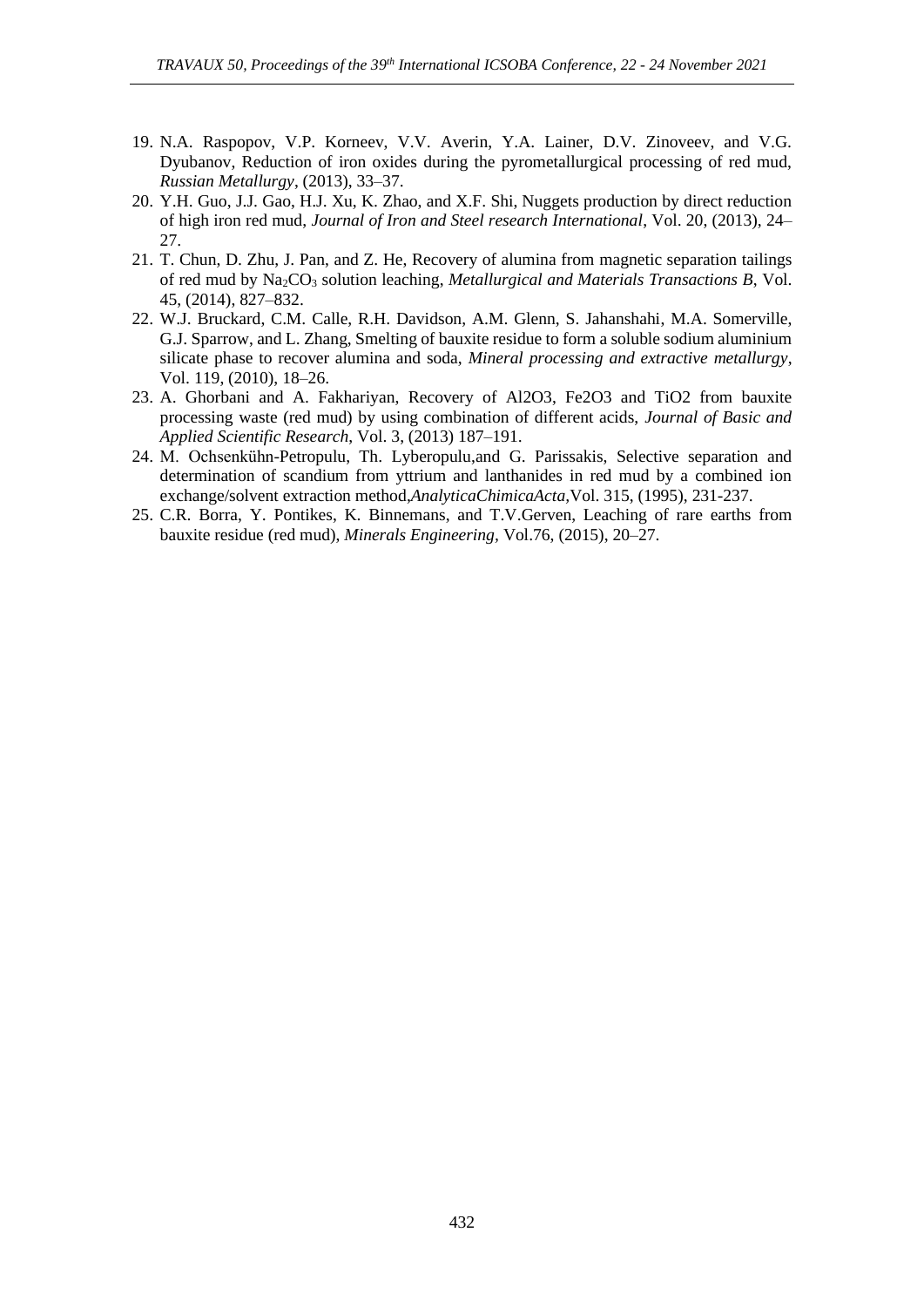19. N.A. Raspopov, V.P. Korneev, V.V. Averin, Y.A. Lainer, D.V. Zinoveev, and V.G. Dyubanov, Reduction of iron oxides during the pyrometallurgical processing of red mud, *Russian Metallurgy*, (2013), 33–37.
20. Y.H. Guo, J.J. Gao, H.J. Xu, K. Zhao, and X.F. Shi, Nuggets production by direct reduction of high iron red mud, *Journal of Iron and Steel research International*, Vol. 20, (2013), 24–27.
21. T. Chun, D. Zhu, J. Pan, and Z. He, Recovery of alumina from magnetic separation tailings of red mud by $Na_2CO_3$ solution leaching, *Metallurgical and Materials Transactions B*, Vol. 45, (2014), 827–832.
22. W.J. Bruckard, C.M. Calle, R.H. Davidson, A.M. Glenn, S. Jahanshahi, M.A. Somerville, G.J. Sparrow, and L. Zhang, Smelting of bauxite residue to form a soluble sodium aluminium silicate phase to recover alumina and soda, *Mineral processing and extractive metallurgy*, Vol. 119, (2010), 18–26.
23. A. Ghorbani and A. Fakhariyan, Recovery of Al2O3, Fe2O3 and TiO2 from bauxite processing waste (red mud) by using combination of different acids, *Journal of Basic and Applied Scientific Research*, Vol. 3, (2013) 187–191.
24. M. Ochsenkühn-Petropulu, Th. Lyberopulu,and G. Parissakis, Selective separation and determination of scandium from yttrium and lanthanides in red mud by a combined ion exchange/solvent extraction method,*AnalyticaChimicaActa*,Vol. 315, (1995), 231-237.
25. C.R. Borra, Y. Pontikes, K. Binnemans, and T.V.Gerven, Leaching of rare earths from bauxite residue (red mud), *Minerals Engineering*, Vol.76, (2015), 20–27.